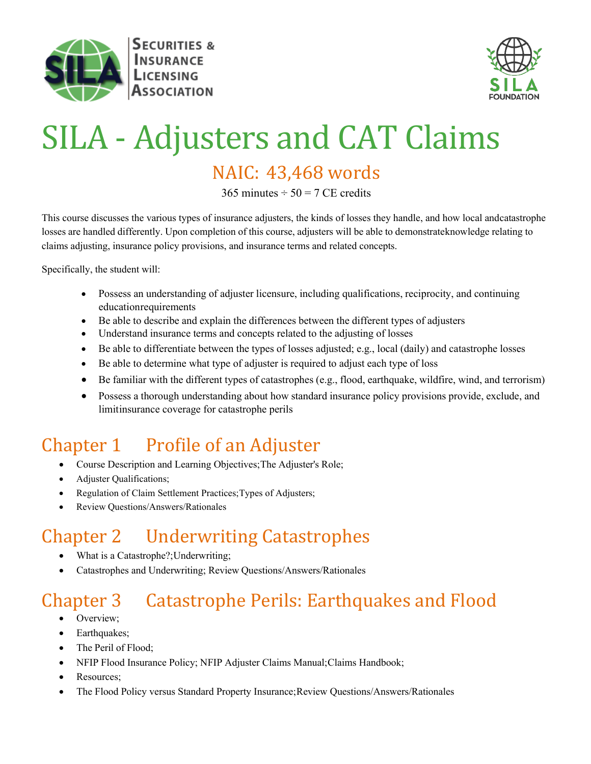# SILA - Adjusters and CAT Claims

## NAIC: 43,468 words

365 minutes ÷ 50 = 7 CE credits

This course discusses the various types of insurance adjusters, the kinds of losses they handle, and how local andcatastrophe losses are handled differently. Upon completion of this course, adjusters will be able to demonstrateknowledge relating to claims adjusting, insurance policy provisions, and insurance terms and related concepts.

Specifically, the student will:

- Possess an understanding of adjuster licensure, including qualifications, reciprocity, and continuing educationrequirements
- Be able to describe and explain the differences between the different types of adjusters
- Understand insurance terms and concepts related to the adjusting of losses
- Be able to differentiate between the types of losses adjusted; e.g., local (daily) and catastrophe losses
- Be able to determine what type of adjuster is required to adjust each type of loss
- Be familiar with the different types of catastrophes (e.g., flood, earthquake, wildfire, wind, and terrorism)
- Possess a thorough understanding about how standard insurance policy provisions provide, exclude, and limitinsurance coverage for catastrophe perils

## Chapter 1 Profile of an Adjuster

- Course Description and Learning Objectives;The Adjuster's Role;
- Adjuster Qualifications;
- Regulation of Claim Settlement Practices;Types of Adjusters;
- Review Questions/Answers/Rationales

## Chapter 2 Underwriting Catastrophes

- What is a Catastrophe?;Underwriting;
- Catastrophes and Underwriting; Review Questions/Answers/Rationales

## Chapter 3 Catastrophe Perils: Earthquakes and Flood

- Overview;
- Earthquakes;
- The Peril of Flood;
- NFIP Flood Insurance Policy; NFIP Adjuster Claims Manual;Claims Handbook;
- Resources;
- The Flood Policy versus Standard Property Insurance;Review Questions/Answers/Rationales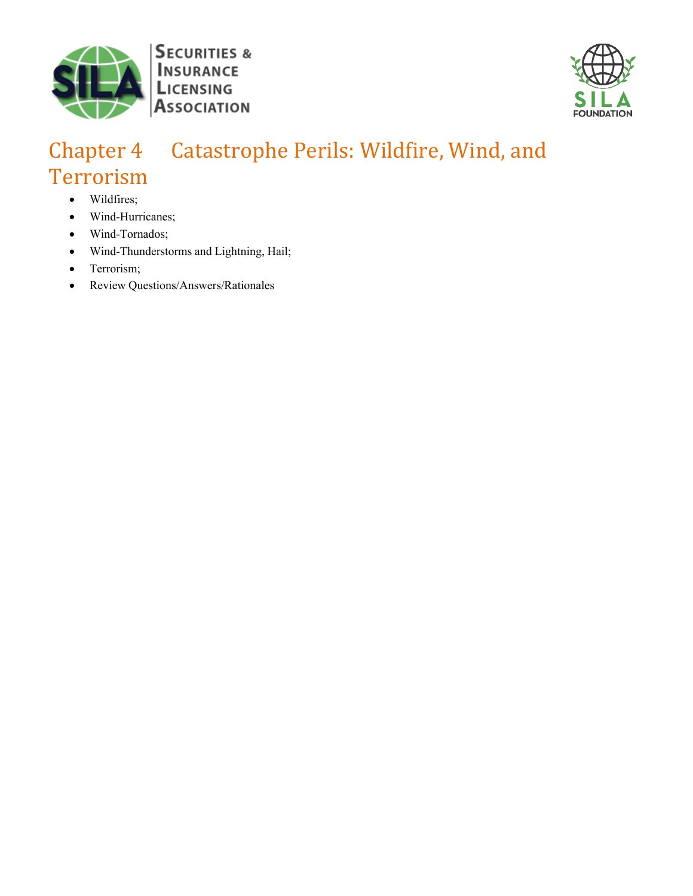# Chapter 4 Catastrophe Perils: Wildfire, Wind, and Terrorism

- Wildfires;
- Wind-Hurricanes;
- Wind-Tornados;
- Wind-Thunderstorms and Lightning, Hail;
- Terrorism;
- Review Questions/Answers/Rationales